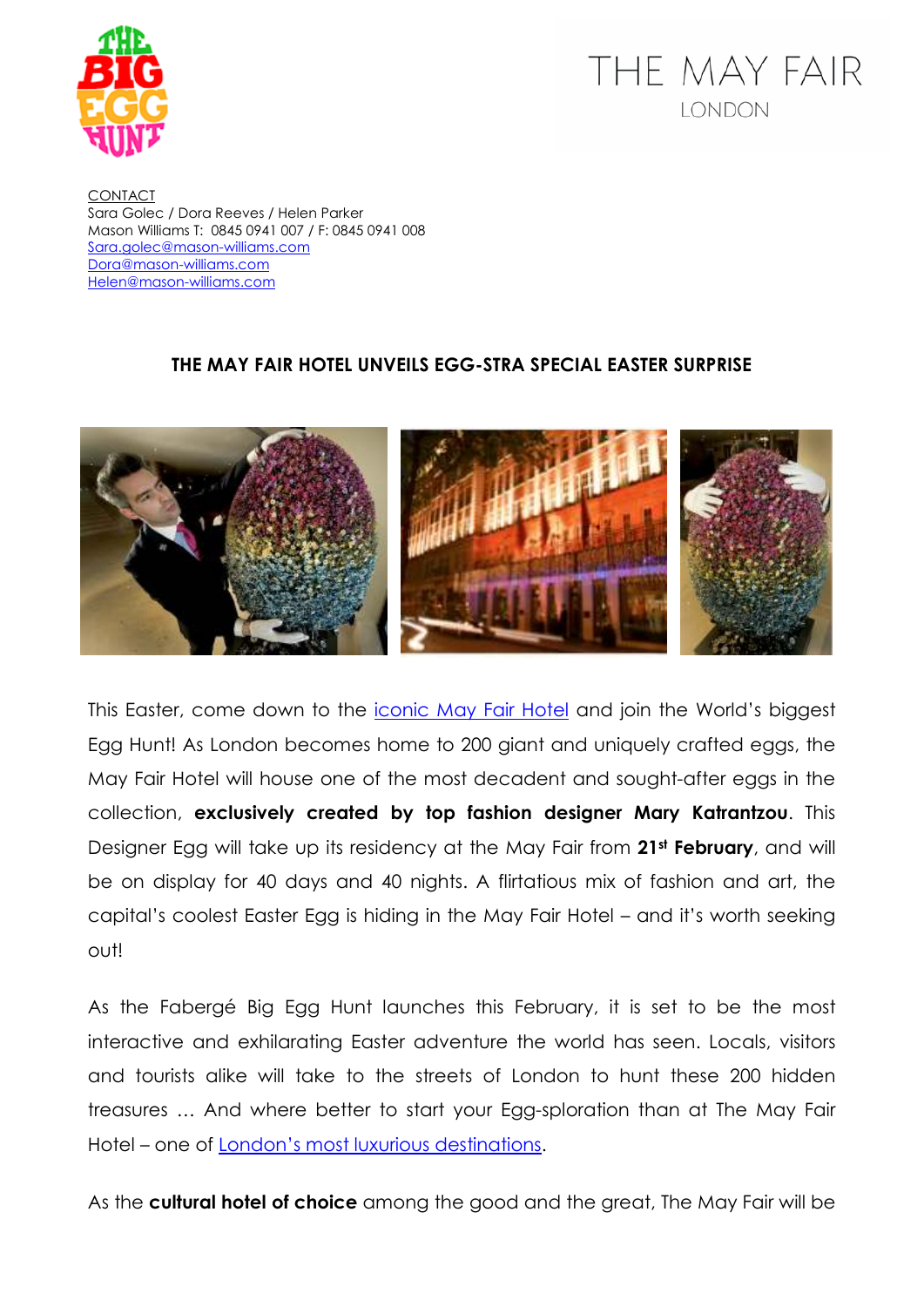CONTACT
Sara Golec / Dora Reeves / Helen Parker
Mason Williams T: 0845 0941 007 / F: 0845 0941 008
Sara.golec@mason-williams.com
Dora@mason-williams.com
Helen@mason-williams.com

**THE MAY FAIR HOTEL UNVEILS EGG-STRA SPECIAL EASTER SURPRISE**

This Easter, come down to the iconic May Fair Hotel and join the World's biggest Egg Hunt! As London becomes home to 200 giant and uniquely crafted eggs, the May Fair Hotel will house one of the most decadent and sought-after eggs in the collection, **exclusively created by top fashion designer Mary Katrantzou**. This Designer Egg will take up its residency at the May Fair from **21st February**, and will be on display for 40 days and 40 nights. A flirtatious mix of fashion and art, the capital's coolest Easter Egg is hiding in the May Fair Hotel – and it's worth seeking out!

As the Fabergé Big Egg Hunt launches this February, it is set to be the most interactive and exhilarating Easter adventure the world has seen. Locals, visitors and tourists alike will take to the streets of London to hunt these 200 hidden treasures … And where better to start your Egg-sploration than at The May Fair Hotel – one of London's most luxurious destinations.

As the **cultural hotel of choice** among the good and the great, The May Fair will be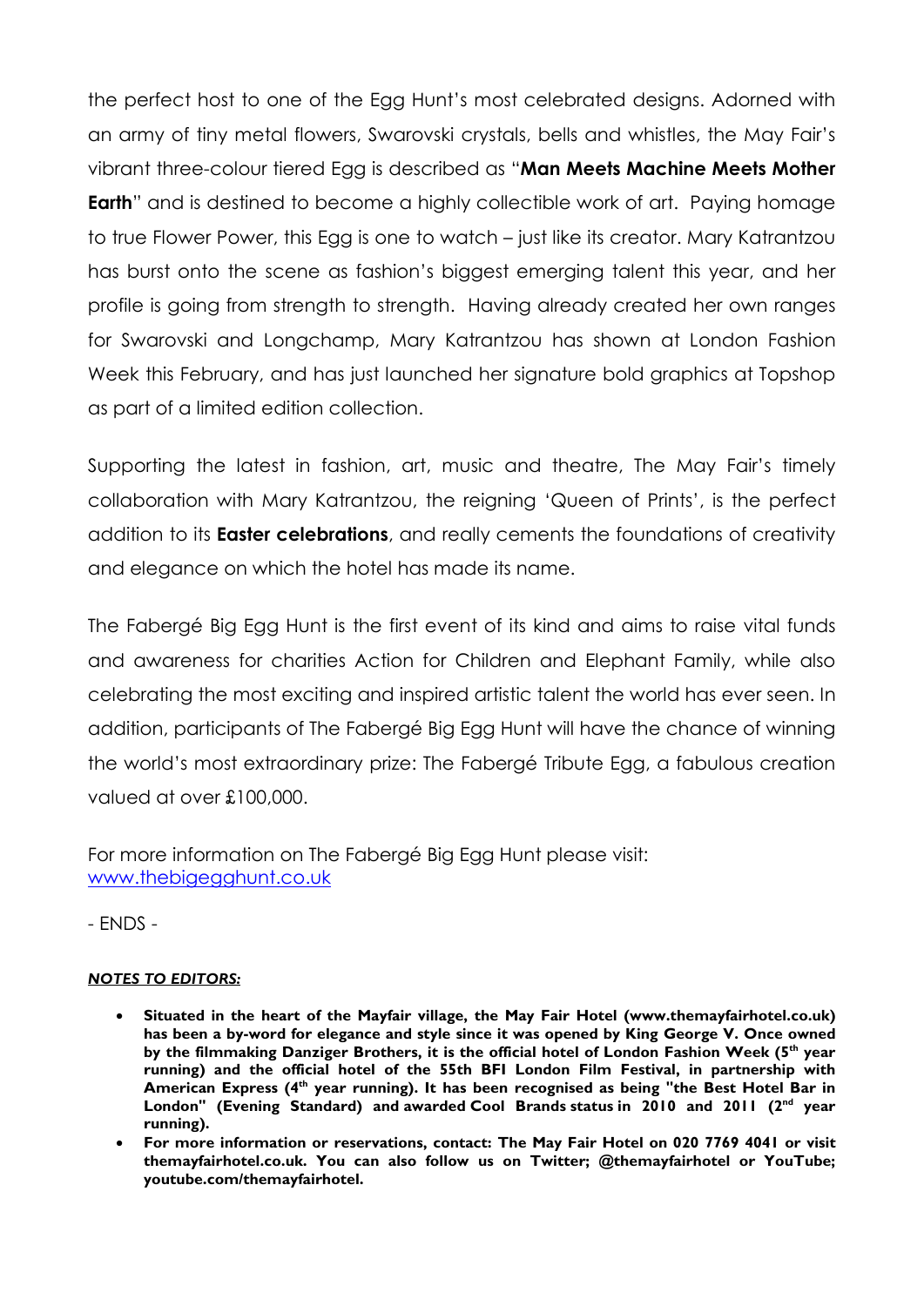the perfect host to one of the Egg Hunt's most celebrated designs. Adorned with an army of tiny metal flowers, Swarovski crystals, bells and whistles, the May Fair's vibrant three-colour tiered Egg is described as "**Man Meets Machine Meets Mother Earth**" and is destined to become a highly collectible work of art. Paying homage to true Flower Power, this Egg is one to watch – just like its creator. Mary Katrantzou has burst onto the scene as fashion's biggest emerging talent this year, and her profile is going from strength to strength. Having already created her own ranges for Swarovski and Longchamp, Mary Katrantzou has shown at London Fashion Week this February, and has just launched her signature bold graphics at Topshop as part of a limited edition collection.

Supporting the latest in fashion, art, music and theatre, The May Fair's timely collaboration with Mary Katrantzou, the reigning 'Queen of Prints', is the perfect addition to its **Easter celebrations**, and really cements the foundations of creativity and elegance on which the hotel has made its name.

The Fabergé Big Egg Hunt is the first event of its kind and aims to raise vital funds and awareness for charities Action for Children and Elephant Family, while also celebrating the most exciting and inspired artistic talent the world has ever seen. In addition, participants of The Fabergé Big Egg Hunt will have the chance of winning the world's most extraordinary prize: The Fabergé Tribute Egg, a fabulous creation valued at over £100,000.

For more information on The Fabergé Big Egg Hunt please visit: [www.thebigegghunt.co.uk](http://www.thebigegghunt.co.uk)

\- ENDS -

***NOTES TO EDITORS:***

- **Situated in the heart of the Mayfair village, the May Fair Hotel (www.themayfairhotel.co.uk) has been a by-word for elegance and style since it was opened by King George V. Once owned by the filmmaking Danziger Brothers, it is the official hotel of London Fashion Week (5th year running) and the official hotel of the 55th BFI London Film Festival, in partnership with American Express (4th year running). It has been recognised as being "the Best Hotel Bar in London" (Evening Standard) and awarded Cool Brands status in 2010 and 2011 (2nd year running).**
- **For more information or reservations, contact: The May Fair Hotel on 020 7769 4041 or visit themayfairhotel.co.uk. You can also follow us on Twitter; @themayfairhotel or YouTube; youtube.com/themayfairhotel.**